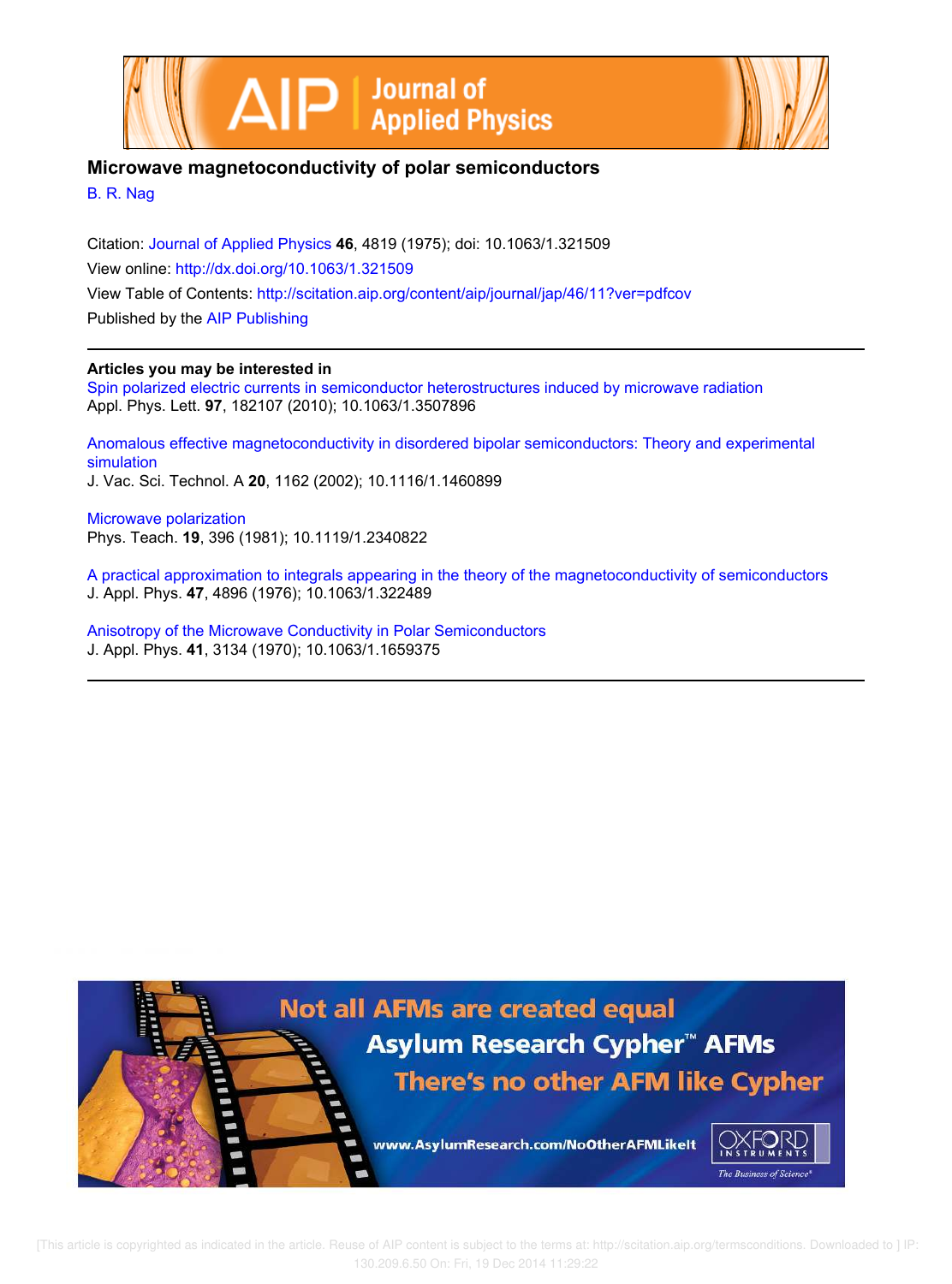# Microwave magnetoconductivity of polar semiconductors

B. R. Nag

Citation: Journal of Applied Physics **46**, 4819 (1975); doi: 10.1063/1.321509

View online: http://dx.doi.org/10.1063/1.321509

View Table of Contents: http://scitation.aip.org/content/aip/journal/jap/46/11?ver=pdfcov

Published by the AIP Publishing

---

**Articles you may be interested in**

Spin polarized electric currents in semiconductor heterostructures induced by microwave radiation
Appl. Phys. Lett. **97**, 182107 (2010); 10.1063/1.3507896

Anomalous effective magnetoconductivity in disordered bipolar semiconductors: Theory and experimental simulation
J. Vac. Sci. Technol. A **20**, 1162 (2002); 10.1116/1.1460899

Microwave polarization
Phys. Teach. **19**, 396 (1981); 10.1119/1.2340822

A practical approximation to integrals appearing in the theory of the magnetoconductivity of semiconductors
J. Appl. Phys. **47**, 4896 (1976); 10.1063/1.322489

Anisotropy of the Microwave Conductivity in Polar Semiconductors
J. Appl. Phys. **41**, 3134 (1970); 10.1063/1.1659375

---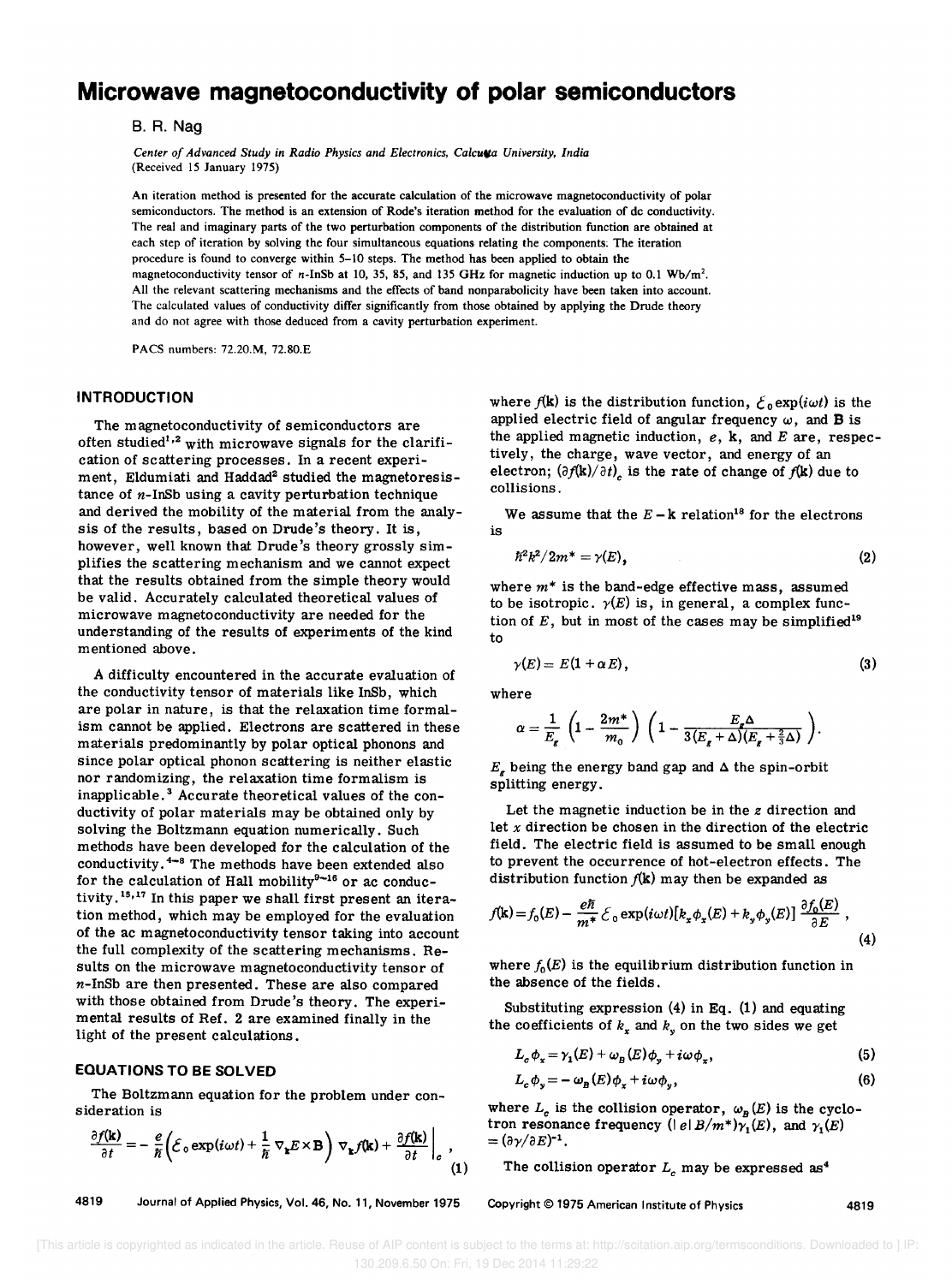# Microwave magnetoconductivity of polar semiconductors

B. R. Nag

*Center of Advanced Study in Radio Physics and Electronics, Calcutta University, India*
(Received 15 January 1975)

An iteration method is presented for the accurate calculation of the microwave magnetoconductivity of polar semiconductors. The method is an extension of Rode's iteration method for the evaluation of dc conductivity. The real and imaginary parts of the two perturbation components of the distribution function are obtained at each step of iteration by solving the four simultaneous equations relating the components. The iteration procedure is found to converge within 5–10 steps. The method has been applied to obtain the magnetoconductivity tensor of $n$-InSb at 10, 35, 85, and 135 GHz for magnetic induction up to 0.1 Wb/m$^2$. All the relevant scattering mechanisms and the effects of band nonparabolicity have been taken into account. The calculated values of conductivity differ significantly from those obtained by applying the Drude theory and do not agree with those deduced from a cavity perturbation experiment.

PACS numbers: 72.20.M, 72.80.E

## INTRODUCTION

The magnetoconductivity of semiconductors are often studied[1,2] with microwave signals for the clarification of scattering processes. In a recent experiment, Eldumiati and Haddad[2] studied the magnetoresistance of $n$-InSb using a cavity perturbation technique and derived the mobility of the material from the analysis of the results, based on Drude's theory. It is, however, well known that Drude's theory grossly simplifies the scattering mechanism and we cannot expect that the results obtained from the simple theory would be valid. Accurately calculated theoretical values of microwave magnetoconductivity are needed for the understanding of the results of experiments of the kind mentioned above.

A difficulty encountered in the accurate evaluation of the conductivity tensor of materials like InSb, which are polar in nature, is that the relaxation time formalism cannot be applied. Electrons are scattered in these materials predominantly by polar optical phonons and since polar optical phonon scattering is neither elastic nor randomizing, the relaxation time formalism is inapplicable.[3] Accurate theoretical values of the conductivity of polar materials may be obtained only by solving the Boltzmann equation numerically. Such methods have been developed for the calculation of the conductivity.[4–8] The methods have been extended also for the calculation of Hall mobility[9–16] or ac conductivity.[15,17] In this paper we shall first present an iteration method, which may be employed for the evaluation of the ac magnetoconductivity tensor taking into account the full complexity of the scattering mechanisms. Results on the microwave magnetoconductivity tensor of $n$-InSb are then presented. These are also compared with those obtained from Drude's theory. The experimental results of Ref. 2 are examined finally in the light of the present calculations.

## EQUATIONS TO BE SOLVED

The Boltzmann equation for the problem under consideration is

$$\frac{\partial f(\mathbf{k})}{\partial t} = -\frac{e}{\hbar}\left(\mathcal{E}_0 \exp(i\omega t) + \frac{1}{\hbar}\nabla_{\mathbf{k}} E \times \mathbf{B}\right)\nabla_{\mathbf{k}} f(\mathbf{k}) + \left.\frac{\partial f(\mathbf{k})}{\partial t}\right|_c, \tag{1}$$

where $f(\mathbf{k})$ is the distribution function, $\mathcal{E}_0 \exp(i\omega t)$ is the applied electric field of angular frequency $\omega$, and $\mathbf{B}$ is the applied magnetic induction, $e$, $\mathbf{k}$, and $E$ are, respectively, the charge, wave vector, and energy of an electron; $(\partial f(\mathbf{k})/\partial t)_c$ is the rate of change of $f(\mathbf{k})$ due to collisions.

We assume that the $E-\mathbf{k}$ relation[18] for the electrons is

$$\hbar^2 k^2/2m^* = \gamma(E), \tag{2}$$

where $m^*$ is the band-edge effective mass, assumed to be isotropic. $\gamma(E)$ is, in general, a complex function of $E$, but in most of the cases may be simplified[19] to

$$\gamma(E) = E(1+\alpha E), \tag{3}$$

where

$$\alpha = \frac{1}{E_g}\left(1 - \frac{2m^*}{m_0}\right)\left(1 - \frac{E_g \Delta}{3(E_g+\Delta)(E_g+\frac{2}{3}\Delta)}\right).$$

$E_g$ being the energy band gap and $\Delta$ the spin-orbit splitting energy.

Let the magnetic induction be in the $z$ direction and let $x$ direction be chosen in the direction of the electric field. The electric field is assumed to be small enough to prevent the occurrence of hot-electron effects. The distribution function $f(\mathbf{k})$ may then be expanded as

$$f(\mathbf{k}) = f_0(E) - \frac{e\hbar}{m^*}\mathcal{E}_0 \exp(i\omega t)[k_x \phi_x(E) + k_y \phi_y(E)]\frac{\partial f_0(E)}{\partial E}, \tag{4}$$

where $f_0(E)$ is the equilibrium distribution function in the absence of the fields.

Substituting expression (4) in Eq. (1) and equating the coefficients of $k_x$ and $k_y$ on the two sides we get

$$L_c \phi_x = \gamma_1(E) + \omega_B(E)\phi_y + i\omega\phi_x, \tag{5}$$

$$L_c \phi_y = -\omega_B(E)\phi_x + i\omega\phi_y, \tag{6}$$

where $L_c$ is the collision operator, $\omega_B(E)$ is the cyclotron resonance frequency $(|e|B/m^*)\gamma_1(E)$, and $\gamma_1(E) = (\partial\gamma/\partial E)^{-1}$.

The collision operator $L_c$ may be expressed as[4]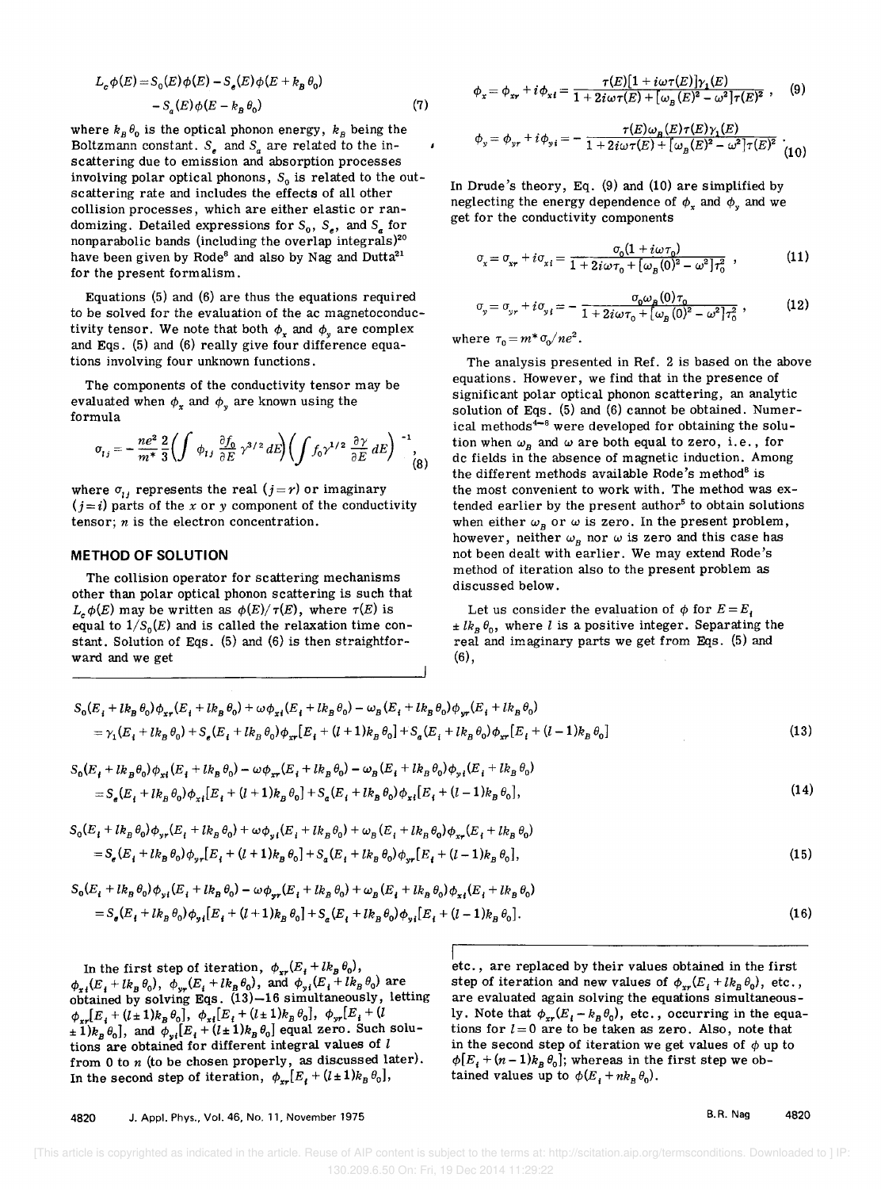$$L_c\phi(E) = S_0(E)\phi(E) - S_e(E)\phi(E + k_B\theta_0) - S_a(E)\phi(E - k_B\theta_0) \tag{7}$$

where $k_B\theta_0$ is the optical phonon energy, $k_B$ being the Boltzmann constant. $S_e$ and $S_a$ are related to the in-scattering due to emission and absorption processes involving polar optical phonons, $S_0$ is related to the out-scattering rate and includes the effects of all other collision processes, which are either elastic or randomizing. Detailed expressions for $S_0$, $S_e$, and $S_a$ for nonparabolic bands (including the overlap integrals)[20] have been given by Rode[8] and also by Nag and Dutta[21] for the present formalism.

Equations (5) and (6) are thus the equations required to be solved for the evaluation of the ac magnetoconductivity tensor. We note that both $\phi_x$ and $\phi_y$ are complex and Eqs. (5) and (6) really give four difference equations involving four unknown functions.

The components of the conductivity tensor may be evaluated when $\phi_x$ and $\phi_y$ are known using the formula

$$\sigma_{ij} = -\frac{ne^2}{m^*}\frac{2}{3}\left(\int \phi_{ij}\frac{\partial f_0}{\partial E}\gamma^{3/2}\,dE\right)\left(\int f_0\gamma^{1/2}\frac{\partial \gamma}{\partial E}\,dE\right)^{-1}, \tag{8}$$

where $\sigma_{ij}$ represents the real ($j=r$) or imaginary ($j=i$) parts of the $x$ or $y$ component of the conductivity tensor; $n$ is the electron concentration.

## METHOD OF SOLUTION

The collision operator for scattering mechanisms other than polar optical phonon scattering is such that $L_c\phi(E)$ may be written as $\phi(E)/\tau(E)$, where $\tau(E)$ is equal to $1/S_0(E)$ and is called the relaxation time constant. Solution of Eqs. (5) and (6) is then straightforward and we get

$$\phi_x = \phi_{xr} + i\phi_{xi} = \frac{\tau(E)[1 + i\omega\tau(E)]\gamma_1(E)}{1 + 2i\omega\tau(E) + [\omega_B(E)^2 - \omega^2]\tau(E)^2}, \tag{9}$$

$$\phi_y = \phi_{yr} + i\phi_{yi} = -\frac{\tau(E)\omega_B(E)\tau(E)\gamma_1(E)}{1 + 2i\omega\tau(E) + [\omega_B(E)^2 - \omega^2]\tau(E)^2}. \tag{10}$$

In Drude's theory, Eq. (9) and (10) are simplified by neglecting the energy dependence of $\phi_x$ and $\phi_y$ and we get for the conductivity components

$$\sigma_x = \sigma_{xr} + i\sigma_{xi} = \frac{\sigma_0(1 + i\omega\tau_0)}{1 + 2i\omega\tau_0 + [\omega_B(0)^2 - \omega^2]\tau_0^2}, \tag{11}$$

$$\sigma_y = \sigma_{yr} + i\sigma_{yi} = -\frac{\sigma_0\omega_B(0)\tau_0}{1 + 2i\omega\tau_0 + [\omega_B(0)^2 - \omega^2]\tau_0^2}, \tag{12}$$

where $\tau_0 = m^*\sigma_0/ne^2$.

The analysis presented in Ref. 2 is based on the above equations. However, we find that in the presence of significant polar optical phonon scattering, an analytic solution of Eqs. (5) and (6) cannot be obtained. Numerical methods[4-8] were developed for obtaining the solution when $\omega_B$ and $\omega$ are both equal to zero, i.e., for dc fields in the absence of magnetic induction. Among the different methods available Rode's method[8] is the most convenient to work with. The method was extended earlier by the present author[5] to obtain solutions when either $\omega_B$ or $\omega$ is zero. In the present problem, however, neither $\omega_B$ nor $\omega$ is zero and this case has not been dealt with earlier. We may extend Rode's method of iteration also to the present problem as discussed below.

Let us consider the evaluation of $\phi$ for $E = E_i \pm lk_B\theta_0$, where $l$ is a positive integer. Separating the real and imaginary parts we get from Eqs. (5) and (6),

$$S_0(E_i + lk_B\theta_0)\phi_{xr}(E_i + lk_B\theta_0) + \omega\phi_{xi}(E_i + lk_B\theta_0) - \omega_B(E_i + lk_B\theta_0)\phi_{yr}(E_i + lk_B\theta_0)$$
$$= \gamma_1(E_i + lk_B\theta_0) + S_e(E_i + lk_B\theta_0)\phi_{xr}[E_i + (l+1)k_B\theta_0] + S_a(E_i + lk_B\theta_0)\phi_{xr}[E_i + (l-1)k_B\theta_0] \tag{13}$$

$$S_0(E_i + lk_B\theta_0)\phi_{xi}(E_i + lk_B\theta_0) - \omega\phi_{xr}(E_i + lk_B\theta_0) - \omega_B(E_i + lk_B\theta_0)\phi_{yi}(E_i + lk_B\theta_0)$$
$$= S_e(E_i + lk_B\theta_0)\phi_{xi}[E_i + (l+1)k_B\theta_0] + S_a(E_i + lk_B\theta_0)\phi_{xi}[E_i + (l-1)k_B\theta_0], \tag{14}$$

$$S_0(E_i + lk_B\theta_0)\phi_{yr}(E_i + lk_B\theta_0) + \omega\phi_{yi}(E_i + lk_B\theta_0) + \omega_B(E_i + lk_B\theta_0)\phi_{xr}(E_i + lk_B\theta_0)$$
$$= S_e(E_i + lk_B\theta_0)\phi_{yr}[E_i + (l+1)k_B\theta_0] + S_a(E_i + lk_B\theta_0)\phi_{yr}[E_i + (l-1)k_B\theta_0], \tag{15}$$

$$S_0(E_i + lk_B\theta_0)\phi_{yi}(E_i + lk_B\theta_0) - \omega\phi_{yr}(E_i + lk_B\theta_0) + \omega_B(E_i + lk_B\theta_0)\phi_{xi}(E_i + lk_B\theta_0)$$
$$= S_e(E_i + lk_B\theta_0)\phi_{yi}[E_i + (l+1)k_B\theta_0] + S_a(E_i + lk_B\theta_0)\phi_{yi}[E_i + (l-1)k_B\theta_0]. \tag{16}$$

In the first step of iteration, $\phi_{xr}(E_i + lk_B\theta_0)$, $\phi_{xi}(E_i + lk_B\theta_0)$, $\phi_{yr}(E_i + lk_B\theta_0)$, and $\phi_{yi}(E_i + lk_B\theta_0)$ are obtained by solving Eqs. (13)–16 simultaneously, letting $\phi_{xr}[E_i + (l\pm 1)k_B\theta_0]$, $\phi_{xi}[E_i + (l\pm 1)k_B\theta_0]$, $\phi_{yr}[E_i + (l \pm 1)k_B\theta_0]$, and $\phi_{yi}[E_i + (l\pm 1)k_B\theta_0]$ equal zero. Such solutions are obtained for different integral values of $l$ from 0 to $n$ (to be chosen properly, as discussed later). In the second step of iteration, $\phi_{xr}[E_i + (l\pm 1)k_B\theta_0]$, etc., are replaced by their values obtained in the first step of iteration and new values of $\phi_{xr}(E_i + lk_B\theta_0)$, etc., are evaluated again solving the equations simultaneously. Note that $\phi_{xr}(E_i - k_B\theta_0)$, etc., occurring in the equations for $l=0$ are to be taken as zero. Also, note that in the second step of iteration we get values of $\phi$ up to $\phi[E_i + (n-1)k_B\theta_0]$; whereas in the first step we obtained values up to $\phi(E_i + nk_B\theta_0)$.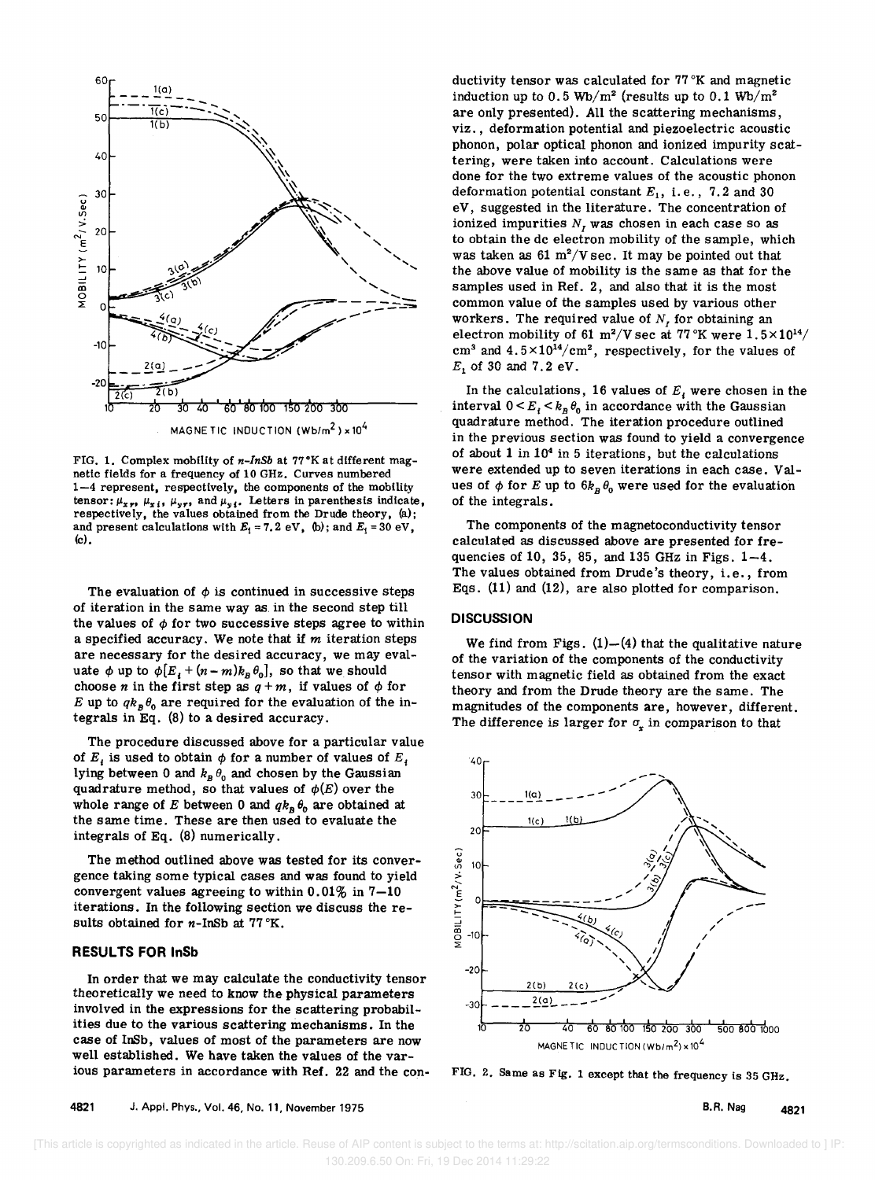FIG. 1. Complex mobility of *n-InSb* at 77 °K at different magnetic fields for a frequency of 10 GHz. Curves numbered 1–4 represent, respectively, the components of the mobility tensor: $\mu_{xr}$, $\mu_{xi}$, $\mu_{yr}$, and $\mu_{yi}$. Letters in parenthesis indicate, respectively, the values obtained from the Drude theory, (a); and present calculations with $E_1 = 7.2$ eV, (b); and $E_1 = 30$ eV, (c).

The evaluation of $\phi$ is continued in successive steps of iteration in the same way as in the second step till the values of $\phi$ for two successive steps agree to within a specified accuracy. We note that if $m$ iteration steps are necessary for the desired accuracy, we may evaluate $\phi$ up to $\phi[E_i + (n-m)k_B\theta_0]$, so that we should choose $n$ in the first step as $q+m$, if values of $\phi$ for $E$ up to $qk_B\theta_0$ are required for the evaluation of the integrals in Eq. (8) to a desired accuracy.

The procedure discussed above for a particular value of $E_i$ is used to obtain $\phi$ for a number of values of $E_i$ lying between 0 and $k_B\theta_0$ and chosen by the Gaussian quadrature method, so that values of $\phi(E)$ over the whole range of $E$ between 0 and $qk_B\theta_0$ are obtained at the same time. These are then used to evaluate the integrals of Eq. (8) numerically.

The method outlined above was tested for its convergence taking some typical cases and was found to yield convergent values agreeing to within 0.01% in 7–10 iterations. In the following section we discuss the results obtained for $n$-InSb at 77 °K.

## RESULTS FOR InSb

In order that we may calculate the conductivity tensor theoretically we need to know the physical parameters involved in the expressions for the scattering probabilities due to the various scattering mechanisms. In the case of InSb, values of most of the parameters are now well established. We have taken the values of the various parameters in accordance with Ref. 22 and the conductivity tensor was calculated for 77 °K and magnetic induction up to 0.5 Wb/m² (results up to 0.1 Wb/m² are only presented). All the scattering mechanisms, viz., deformation potential and piezoelectric acoustic phonon, polar optical phonon and ionized impurity scattering, were taken into account. Calculations were done for the two extreme values of the acoustic phonon deformation potential constant $E_1$, i.e., 7.2 and 30 eV, suggested in the literature. The concentration of ionized impurities $N_I$ was chosen in each case so as to obtain the dc electron mobility of the sample, which was taken as 61 m²/V sec. It may be pointed out that the above value of mobility is the same as that for the samples used in Ref. 2, and also that it is the most common value of the samples used by various other workers. The required value of $N_I$ for obtaining an electron mobility of 61 m²/V sec at 77 °K were $1.5\times10^{14}$/cm³ and $4.5\times10^{14}$/cm², respectively, for the values of $E_1$ of 30 and 7.2 eV.

In the calculations, 16 values of $E_i$ were chosen in the interval $0 < E_i < k_B\theta_0$ in accordance with the Gaussian quadrature method. The iteration procedure outlined in the previous section was found to yield a convergence of about 1 in $10^4$ in 5 iterations, but the calculations were extended up to seven iterations in each case. Values of $\phi$ for $E$ up to $6k_B\theta_0$ were used for the evaluation of the integrals.

The components of the magnetoconductivity tensor calculated as discussed above are presented for frequencies of 10, 35, 85, and 135 GHz in Figs. 1–4. The values obtained from Drude's theory, i.e., from Eqs. (11) and (12), are also plotted for comparison.

## DISCUSSION

We find from Figs. (1)–(4) that the qualitative nature of the variation of the components of the conductivity tensor with magnetic field as obtained from the exact theory and from the Drude theory are the same. The magnitudes of the components are, however, different. The difference is larger for $\sigma_x$ in comparison to that

FIG. 2. Same as Fig. 1 except that the frequency is 35 GHz.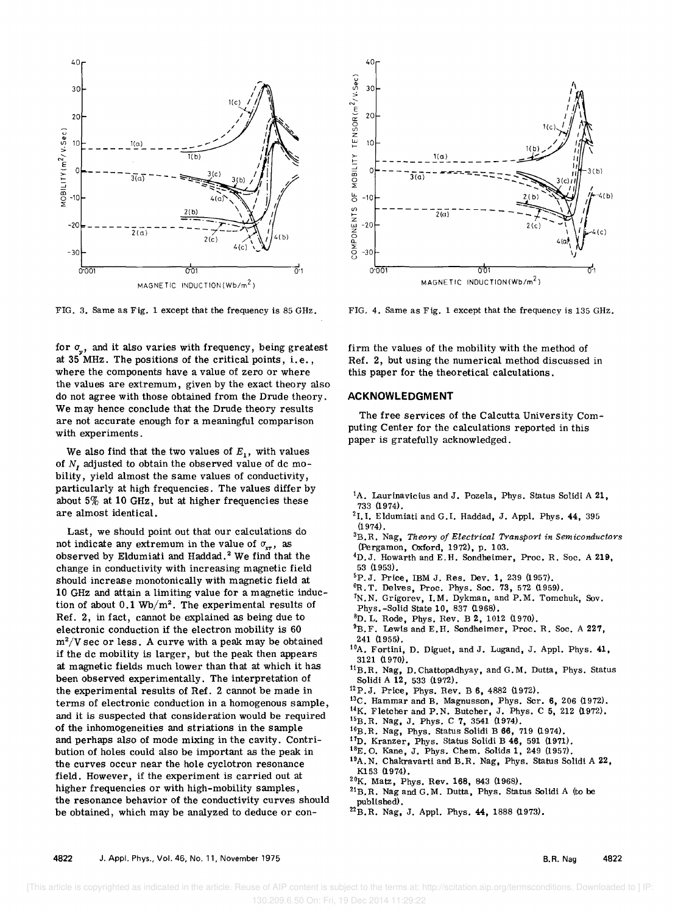MOBILITY ($m^2$/V.Sec)

40
30
20
10
0
-10
-20
-30

1(c)
1(a)
1(b)
3(a)
3(c)
3(b)
4(a)
2(b)
2(a)
2(c)
4(c)
4(b)

0·001
0·01
0·1

MAGNETIC INDUCTION (Wb/$m^2$)

FIG. 3. Same as Fig. 1 except that the frequency is 85 GHz.

COMPONENTS OF MOBILITY TENSOR ($m^2$/V.Sec)

40
30
20
10
0
-10
-20
-30

1(c)
1(b)
1(a)
3(a)
3(b)
3(c)
2(b)
4(b)
2(a)
2(c)
4(c)
4(a)

0·001
0·01
0·1

MAGNETIC INDUCTION (Wb/$m^2$)

FIG. 4. Same as Fig. 1 except that the frequency is 135 GHz.

for $\sigma_y$, and it also varies with frequency, being greatest at 35 MHz. The positions of the critical points, i.e., where the components have a value of zero or where the values are extremum, given by the exact theory also do not agree with those obtained from the Drude theory. We may hence conclude that the Drude theory results are not accurate enough for a meaningful comparison with experiments.

We also find that the two values of $E_1$, with values of $N_I$ adjusted to obtain the observed value of dc mobility, yield almost the same values of conductivity, particularly at high frequencies. The values differ by about 5% at 10 GHz, but at higher frequencies these are almost identical.

Last, we should point out that our calculations do not indicate any extremum in the value of $\sigma_{xr}$, as observed by Eldumiati and Haddad.[2] We find that the change in conductivity with increasing magnetic field should increase monotonically with magnetic field at 10 GHz and attain a limiting value for a magnetic induction of about 0.1 Wb/$m^2$. The experimental results of Ref. 2, in fact, cannot be explained as being due to electronic conduction if the electron mobility is 60 $m^2$/V sec or less. A curve with a peak may be obtained if the dc mobility is larger, but the peak then appears at magnetic fields much lower than that at which it has been observed experimentally. The interpretation of the experimental results of Ref. 2 cannot be made in terms of electronic conduction in a homogenous sample, and it is suspected that consideration would be required of the inhomogeneities and striations in the sample and perhaps also of mode mixing in the cavity. Contribution of holes could also be important as the peak in the curves occur near the hole cyclotron resonance field. However, if the experiment is carried out at higher frequencies or with high-mobility samples, the resonance behavior of the conductivity curves should be obtained, which may be analyzed to deduce or confirm the values of the mobility with the method of Ref. 2, but using the numerical method discussed in this paper for the theoretical calculations.

## ACKNOWLEDGMENT

The free services of the Calcutta University Computing Center for the calculations reported in this paper is gratefully acknowledged.

[1] A. Laurinavicius and J. Pozela, Phys. Status Solidi A **21**, 733 (1974).
[2] I. I. Eldumiati and G. I. Haddad, J. Appl. Phys. **44**, 395 (1974).
[3] B. R. Nag, *Theory of Electrical Transport in Semiconductors* (Pergamon, Oxford, 1972), p. 103.
[4] D. J. Howarth and E. H. Sondheimer, Proc. R. Soc. A **219**, 53 (1953).
[5] P. J. Price, IBM J. Res. Dev. **1**, 239 (1957).
[6] R. T. Delves, Proc. Phys. Soc. **73**, 572 (1959).
[7] N. N. Grigorev, I. M. Dykman, and P. M. Tomchuk, Sov. Phys.-Solid State **10**, 837 (1968).
[8] D. L. Rode, Phys. Rev. B **2**, 1012 (1970).
[9] B. F. Lewis and E. H. Sondheimer, Proc. R. Soc. A **227**, 241 (1955).
[10] A. Fortini, D. Diguet, and J. Lugand, J. Appl. Phys. **41**, 3121 (1970).
[11] B. R. Nag, D. Chattopadhyay, and G. M. Dutta, Phys. Status Solidi A **12**, 533 (1972).
[12] P. J. Price, Phys. Rev. B **6**, 4882 (1972).
[13] C. Hammar and B. Magnusson, Phys. Scr. **6**, 206 (1972).
[14] K. Fletcher and P. N. Butcher, J. Phys. C **5**, 212 (1972).
[15] B. R. Nag, J. Phys. C **7**, 3541 (1974).
[16] B. R. Nag, Phys. Status Solidi B **66**, 719 (1974).
[17] D. Kranzer, Phys. Status Solidi B **46**, 591 (1971).
[18] E. O. Kane, J. Phys. Chem. Solids **1**, 249 (1957).
[19] A. N. Chakravarti and B. R. Nag, Phys. Status Solidi A **22**, K153 (1974).
[20] K. Matz, Phys. Rev. **168**, 843 (1968).
[21] B. R. Nag and G. M. Dutta, Phys. Status Solidi A (to be published).
[22] B. R. Nag, J. Appl. Phys. **44**, 1888 (1973).